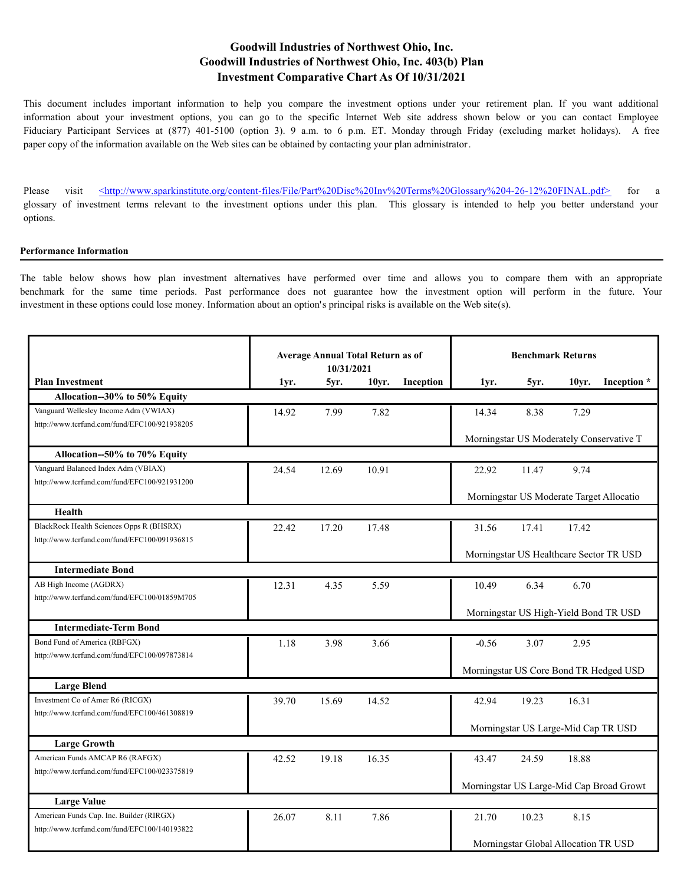# Goodwill Industries of Northwest Ohio, Inc.
## Goodwill Industries of Northwest Ohio, Inc. 403(b) Plan
## Investment Comparative Chart As Of 10/31/2021

This document includes important information to help you compare the investment options under your retirement plan. If you want additional information about your investment options, you can go to the specific Internet Web site address shown below or you can contact Employee Fiduciary Participant Services at (877) 401-5100 (option 3). 9 a.m. to 6 p.m. ET. Monday through Friday (excluding market holidays). A free paper copy of the information available on the Web sites can be obtained by contacting your plan administrator.

Please visit <http://www.sparkinstitute.org/content-files/File/Part%20Disc%20Inv%20Terms%20Glossary%204-26-12%20FINAL.pdf> for a glossary of investment terms relevant to the investment options under this plan. This glossary is intended to help you better understand your options.

**Performance Information**

The table below shows how plan investment alternatives have performed over time and allows you to compare them with an appropriate benchmark for the same time periods. Past performance does not guarantee how the investment option will perform in the future. Your investment in these options could lose money. Information about an option's principal risks is available on the Web site(s).

| | Average Annual Total Return as of 10/31/2021 | | | | Benchmark Returns | | | |
|---|---|---|---|---|---|---|---|---|
| **Plan Investment** | **1yr.** | **5yr.** | **10yr.** | **Inception** | **1yr.** | **5yr.** | **10yr.** | **Inception \*** |
| **Allocation--30% to 50% Equity** | | | | | | | | |
| Vanguard Wellesley Income Adm (VWIAX)<br>http://www.tcrfund.com/fund/EFC100/921938205 | 14.92 | 7.99 | 7.82 | | 14.34 | 8.38 | 7.29 | |
| | | | | | Morningstar US Moderately Conservative T | | | |
| **Allocation--50% to 70% Equity** | | | | | | | | |
| Vanguard Balanced Index Adm (VBIAX)<br>http://www.tcrfund.com/fund/EFC100/921931200 | 24.54 | 12.69 | 10.91 | | 22.92 | 11.47 | 9.74 | |
| | | | | | Morningstar US Moderate Target Allocatio | | | |
| **Health** | | | | | | | | |
| BlackRock Health Sciences Opps R (BHSRX)<br>http://www.tcrfund.com/fund/EFC100/091936815 | 22.42 | 17.20 | 17.48 | | 31.56 | 17.41 | 17.42 | |
| | | | | | Morningstar US Healthcare Sector TR USD | | | |
| **Intermediate Bond** | | | | | | | | |
| AB High Income (AGDRX)<br>http://www.tcrfund.com/fund/EFC100/01859M705 | 12.31 | 4.35 | 5.59 | | 10.49 | 6.34 | 6.70 | |
| | | | | | Morningstar US High-Yield Bond TR USD | | | |
| **Intermediate-Term Bond** | | | | | | | | |
| Bond Fund of America (RBFGX)<br>http://www.tcrfund.com/fund/EFC100/097873814 | 1.18 | 3.98 | 3.66 | | -0.56 | 3.07 | 2.95 | |
| | | | | | Morningstar US Core Bond TR Hedged USD | | | |
| **Large Blend** | | | | | | | | |
| Investment Co of Amer R6 (RICGX)<br>http://www.tcrfund.com/fund/EFC100/461308819 | 39.70 | 15.69 | 14.52 | | 42.94 | 19.23 | 16.31 | |
| | | | | | Morningstar US Large-Mid Cap TR USD | | | |
| **Large Growth** | | | | | | | | |
| American Funds AMCAP R6 (RAFGX)<br>http://www.tcrfund.com/fund/EFC100/023375819 | 42.52 | 19.18 | 16.35 | | 43.47 | 24.59 | 18.88 | |
| | | | | | Morningstar US Large-Mid Cap Broad Growt | | | |
| **Large Value** | | | | | | | | |
| American Funds Cap. Inc. Builder (RIRGX)<br>http://www.tcrfund.com/fund/EFC100/140193822 | 26.07 | 8.11 | 7.86 | | 21.70 | 10.23 | 8.15 | |
| | | | | | Morningstar Global Allocation TR USD | | | |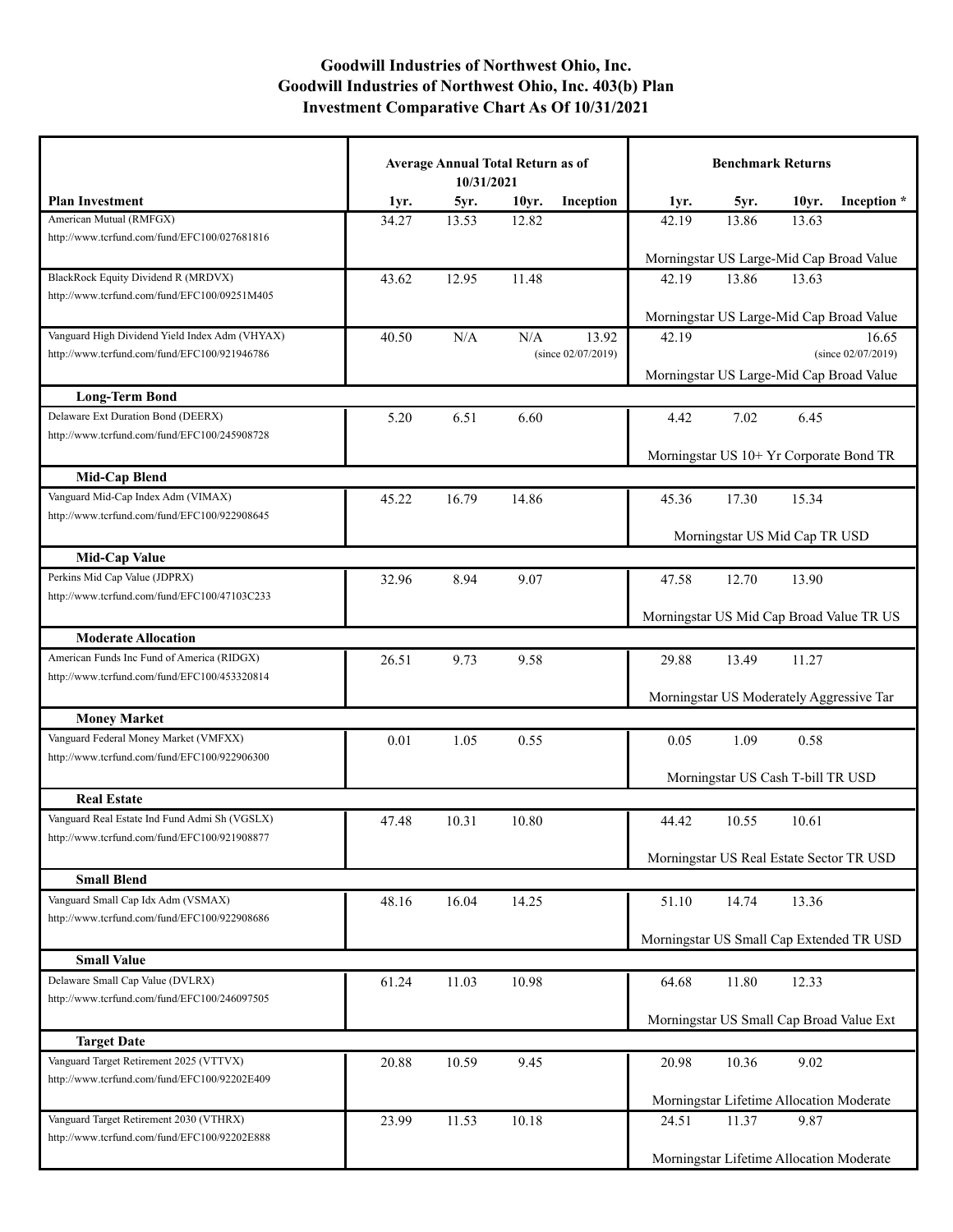**Goodwill Industries of Northwest Ohio, Inc.**
**Goodwill Industries of Northwest Ohio, Inc. 403(b) Plan**
**Investment Comparative Chart As Of 10/31/2021**

| Plan Investment | Average Annual Total Return as of 10/31/2021 | | | | Benchmark Returns | | | |
|---|---|---|---|---|---|---|---|---|
| | 1yr. | 5yr. | 10yr. | Inception | 1yr. | 5yr. | 10yr. | Inception * |
| American Mutual (RMFGX) http://www.tcrfund.com/fund/EFC100/027681816 | 34.27 | 13.53 | 12.82 | | 42.19 | 13.86 | 13.63 | |
| | | | | | Morningstar US Large-Mid Cap Broad Value | | | |
| BlackRock Equity Dividend R (MRDVX) http://www.tcrfund.com/fund/EFC100/09251M405 | 43.62 | 12.95 | 11.48 | | 42.19 | 13.86 | 13.63 | |
| | | | | | Morningstar US Large-Mid Cap Broad Value | | | |
| Vanguard High Dividend Yield Index Adm (VHYAX) http://www.tcrfund.com/fund/EFC100/921946786 | 40.50 | N/A | N/A | 13.92 (since 02/07/2019) | 42.19 | | | 16.65 (since 02/07/2019) |
| | | | | | Morningstar US Large-Mid Cap Broad Value | | | |
| **Long-Term Bond** | | | | | | | | |
| Delaware Ext Duration Bond (DEERX) http://www.tcrfund.com/fund/EFC100/245908728 | 5.20 | 6.51 | 6.60 | | 4.42 | 7.02 | 6.45 | |
| | | | | | Morningstar US 10+ Yr Corporate Bond TR | | | |
| **Mid-Cap Blend** | | | | | | | | |
| Vanguard Mid-Cap Index Adm (VIMAX) http://www.tcrfund.com/fund/EFC100/922908645 | 45.22 | 16.79 | 14.86 | | 45.36 | 17.30 | 15.34 | |
| | | | | | Morningstar US Mid Cap TR USD | | | |
| **Mid-Cap Value** | | | | | | | | |
| Perkins Mid Cap Value (JDPRX) http://www.tcrfund.com/fund/EFC100/47103C233 | 32.96 | 8.94 | 9.07 | | 47.58 | 12.70 | 13.90 | |
| | | | | | Morningstar US Mid Cap Broad Value TR US | | | |
| **Moderate Allocation** | | | | | | | | |
| American Funds Inc Fund of America (RIDGX) http://www.tcrfund.com/fund/EFC100/453320814 | 26.51 | 9.73 | 9.58 | | 29.88 | 13.49 | 11.27 | |
| | | | | | Morningstar US Moderately Aggressive Tar | | | |
| **Money Market** | | | | | | | | |
| Vanguard Federal Money Market (VMFXX) http://www.tcrfund.com/fund/EFC100/922906300 | 0.01 | 1.05 | 0.55 | | 0.05 | 1.09 | 0.58 | |
| | | | | | Morningstar US Cash T-bill TR USD | | | |
| **Real Estate** | | | | | | | | |
| Vanguard Real Estate Ind Fund Admi Sh (VGSLX) http://www.tcrfund.com/fund/EFC100/921908877 | 47.48 | 10.31 | 10.80 | | 44.42 | 10.55 | 10.61 | |
| | | | | | Morningstar US Real Estate Sector TR USD | | | |
| **Small Blend** | | | | | | | | |
| Vanguard Small Cap Idx Adm (VSMAX) http://www.tcrfund.com/fund/EFC100/922908686 | 48.16 | 16.04 | 14.25 | | 51.10 | 14.74 | 13.36 | |
| | | | | | Morningstar US Small Cap Extended TR USD | | | |
| **Small Value** | | | | | | | | |
| Delaware Small Cap Value (DVLRX) http://www.tcrfund.com/fund/EFC100/246097505 | 61.24 | 11.03 | 10.98 | | 64.68 | 11.80 | 12.33 | |
| | | | | | Morningstar US Small Cap Broad Value Ext | | | |
| **Target Date** | | | | | | | | |
| Vanguard Target Retirement 2025 (VTTVX) http://www.tcrfund.com/fund/EFC100/92202E409 | 20.88 | 10.59 | 9.45 | | 20.98 | 10.36 | 9.02 | |
| | | | | | Morningstar Lifetime Allocation Moderate | | | |
| Vanguard Target Retirement 2030 (VTHRX) http://www.tcrfund.com/fund/EFC100/92202E888 | 23.99 | 11.53 | 10.18 | | 24.51 | 11.37 | 9.87 | |
| | | | | | Morningstar Lifetime Allocation Moderate | | | |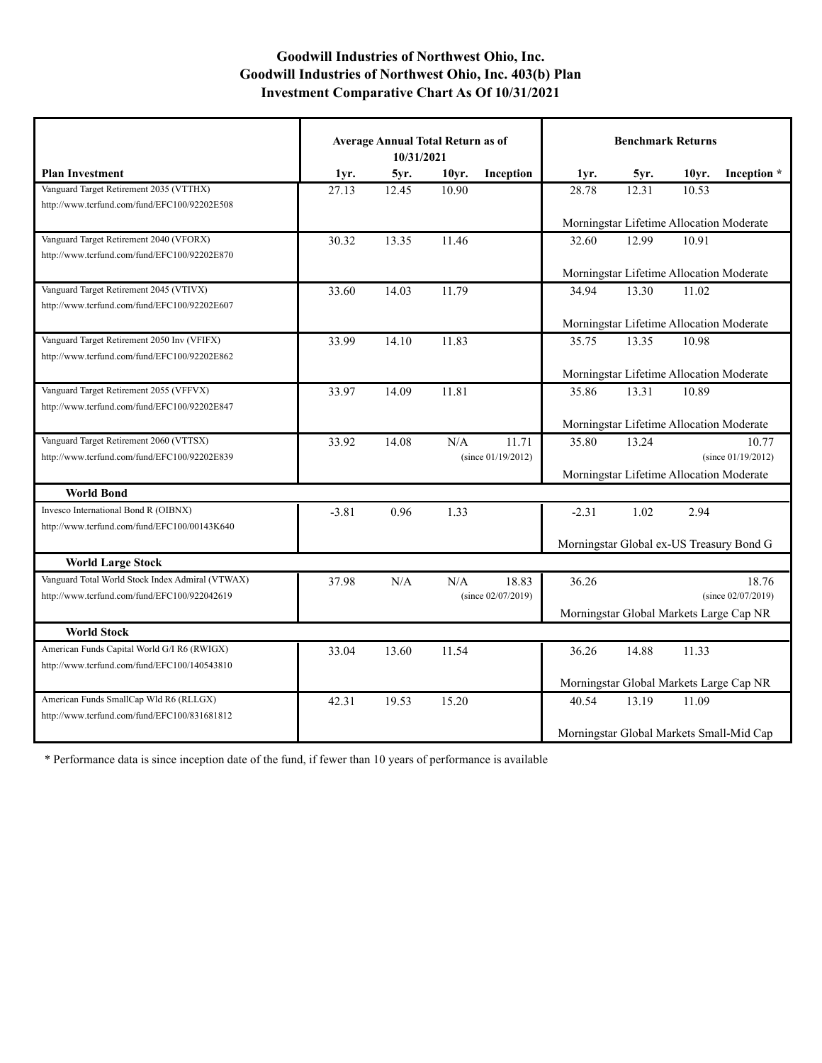# Goodwill Industries of Northwest Ohio, Inc.
## Goodwill Industries of Northwest Ohio, Inc. 403(b) Plan
## Investment Comparative Chart As Of 10/31/2021

| | Average Annual Total Return as of 10/31/2021 | | | | Benchmark Returns | | | |
|---|---|---|---|---|---|---|---|---|
| **Plan Investment** | **1yr.** | **5yr.** | **10yr.** | **Inception** | **1yr.** | **5yr.** | **10yr.** | **Inception \*** |
| Vanguard Target Retirement 2035 (VTTHX) http://www.tcrfund.com/fund/EFC100/92202E508 | 27.13 | 12.45 | 10.90 | | 28.78 | 12.31 | 10.53 | |
| | | | | | Morningstar Lifetime Allocation Moderate | | | |
| Vanguard Target Retirement 2040 (VFORX) http://www.tcrfund.com/fund/EFC100/92202E870 | 30.32 | 13.35 | 11.46 | | 32.60 | 12.99 | 10.91 | |
| | | | | | Morningstar Lifetime Allocation Moderate | | | |
| Vanguard Target Retirement 2045 (VTIVX) http://www.tcrfund.com/fund/EFC100/92202E607 | 33.60 | 14.03 | 11.79 | | 34.94 | 13.30 | 11.02 | |
| | | | | | Morningstar Lifetime Allocation Moderate | | | |
| Vanguard Target Retirement 2050 Inv (VFIFX) http://www.tcrfund.com/fund/EFC100/92202E862 | 33.99 | 14.10 | 11.83 | | 35.75 | 13.35 | 10.98 | |
| | | | | | Morningstar Lifetime Allocation Moderate | | | |
| Vanguard Target Retirement 2055 (VFFVX) http://www.tcrfund.com/fund/EFC100/92202E847 | 33.97 | 14.09 | 11.81 | | 35.86 | 13.31 | 10.89 | |
| | | | | | Morningstar Lifetime Allocation Moderate | | | |
| Vanguard Target Retirement 2060 (VTTSX) http://www.tcrfund.com/fund/EFC100/92202E839 | 33.92 | 14.08 | N/A | 11.71 (since 01/19/2012) | 35.80 | 13.24 | | 10.77 (since 01/19/2012) |
| | | | | | Morningstar Lifetime Allocation Moderate | | | |
| **World Bond** | | | | | | | | |
| Invesco International Bond R (OIBNX) http://www.tcrfund.com/fund/EFC100/00143K640 | -3.81 | 0.96 | 1.33 | | -2.31 | 1.02 | 2.94 | |
| | | | | | Morningstar Global ex-US Treasury Bond G | | | |
| **World Large Stock** | | | | | | | | |
| Vanguard Total World Stock Index Admiral (VTWAX) http://www.tcrfund.com/fund/EFC100/922042619 | 37.98 | N/A | N/A | 18.83 (since 02/07/2019) | 36.26 | | | 18.76 (since 02/07/2019) |
| | | | | | Morningstar Global Markets Large Cap NR | | | |
| **World Stock** | | | | | | | | |
| American Funds Capital World G/I R6 (RWIGX) http://www.tcrfund.com/fund/EFC100/140543810 | 33.04 | 13.60 | 11.54 | | 36.26 | 14.88 | 11.33 | |
| | | | | | Morningstar Global Markets Large Cap NR | | | |
| American Funds SmallCap Wld R6 (RLLGX) http://www.tcrfund.com/fund/EFC100/831681812 | 42.31 | 19.53 | 15.20 | | 40.54 | 13.19 | 11.09 | |
| | | | | | Morningstar Global Markets Small-Mid Cap | | | |

\* Performance data is since inception date of the fund, if fewer than 10 years of performance is available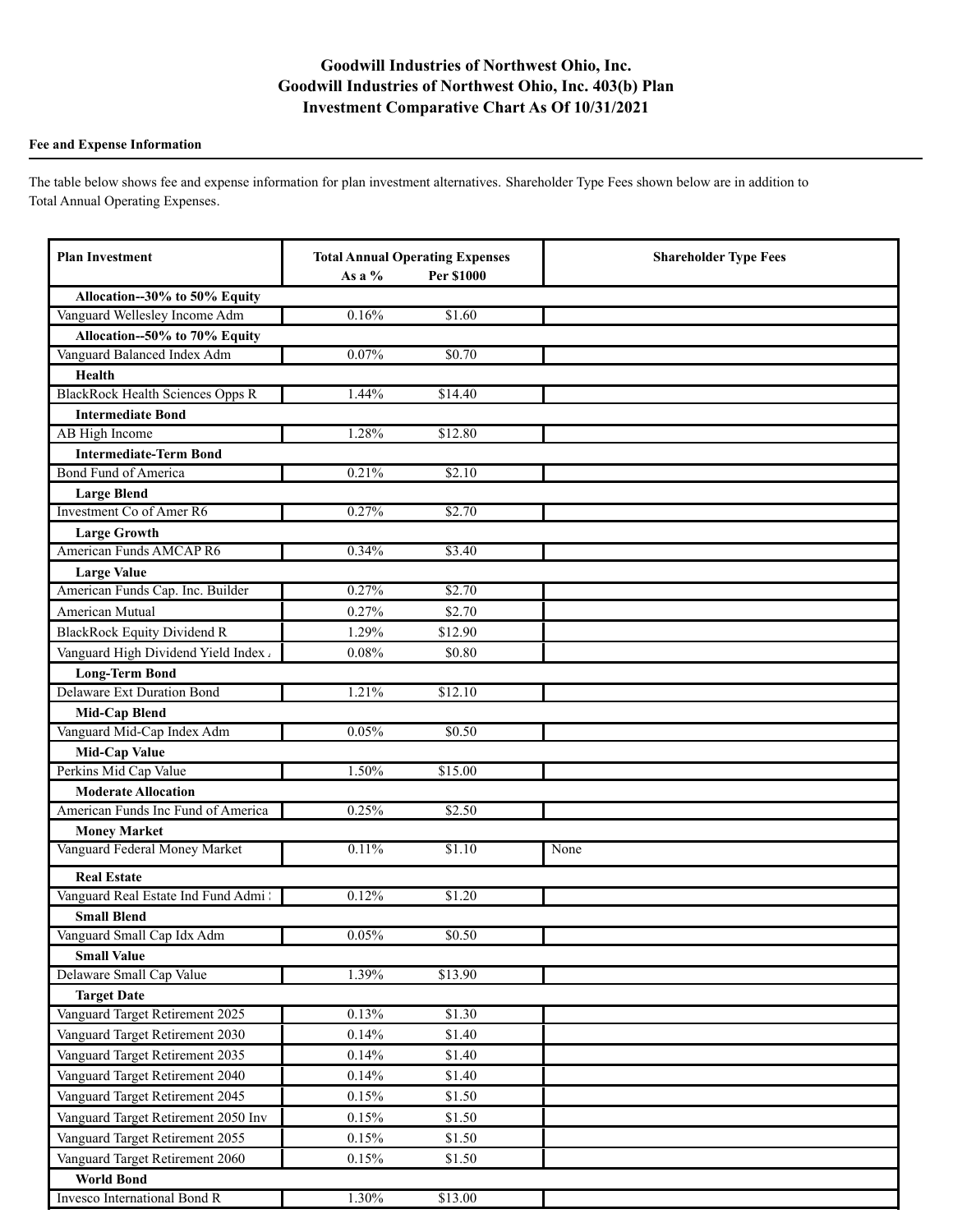# Goodwill Industries of Northwest Ohio, Inc.
# Goodwill Industries of Northwest Ohio, Inc. 403(b) Plan
# Investment Comparative Chart As Of 10/31/2021

**Fee and Expense Information**

The table below shows fee and expense information for plan investment alternatives. Shareholder Type Fees shown below are in addition to Total Annual Operating Expenses.

| Plan Investment | Total Annual Operating Expenses As a % | Per $1000 | Shareholder Type Fees |
|---|---|---|---|
| **Allocation--30% to 50% Equity** | | | |
| Vanguard Wellesley Income Adm | 0.16% | $1.60 | |
| **Allocation--50% to 70% Equity** | | | |
| Vanguard Balanced Index Adm | 0.07% | $0.70 | |
| **Health** | | | |
| BlackRock Health Sciences Opps R | 1.44% | $14.40 | |
| **Intermediate Bond** | | | |
| AB High Income | 1.28% | $12.80 | |
| **Intermediate-Term Bond** | | | |
| Bond Fund of America | 0.21% | $2.10 | |
| **Large Blend** | | | |
| Investment Co of Amer R6 | 0.27% | $2.70 | |
| **Large Growth** | | | |
| American Funds AMCAP R6 | 0.34% | $3.40 | |
| **Large Value** | | | |
| American Funds Cap. Inc. Builder | 0.27% | $2.70 | |
| American Mutual | 0.27% | $2.70 | |
| BlackRock Equity Dividend R | 1.29% | $12.90 | |
| Vanguard High Dividend Yield Index A | 0.08% | $0.80 | |
| **Long-Term Bond** | | | |
| Delaware Ext Duration Bond | 1.21% | $12.10 | |
| **Mid-Cap Blend** | | | |
| Vanguard Mid-Cap Index Adm | 0.05% | $0.50 | |
| **Mid-Cap Value** | | | |
| Perkins Mid Cap Value | 1.50% | $15.00 | |
| **Moderate Allocation** | | | |
| American Funds Inc Fund of America | 0.25% | $2.50 | |
| **Money Market** | | | |
| Vanguard Federal Money Market | 0.11% | $1.10 | None |
| **Real Estate** | | | |
| Vanguard Real Estate Ind Fund Admi | 0.12% | $1.20 | |
| **Small Blend** | | | |
| Vanguard Small Cap Idx Adm | 0.05% | $0.50 | |
| **Small Value** | | | |
| Delaware Small Cap Value | 1.39% | $13.90 | |
| **Target Date** | | | |
| Vanguard Target Retirement 2025 | 0.13% | $1.30 | |
| Vanguard Target Retirement 2030 | 0.14% | $1.40 | |
| Vanguard Target Retirement 2035 | 0.14% | $1.40 | |
| Vanguard Target Retirement 2040 | 0.14% | $1.40 | |
| Vanguard Target Retirement 2045 | 0.15% | $1.50 | |
| Vanguard Target Retirement 2050 Inv | 0.15% | $1.50 | |
| Vanguard Target Retirement 2055 | 0.15% | $1.50 | |
| Vanguard Target Retirement 2060 | 0.15% | $1.50 | |
| **World Bond** | | | |
| Invesco International Bond R | 1.30% | $13.00 | |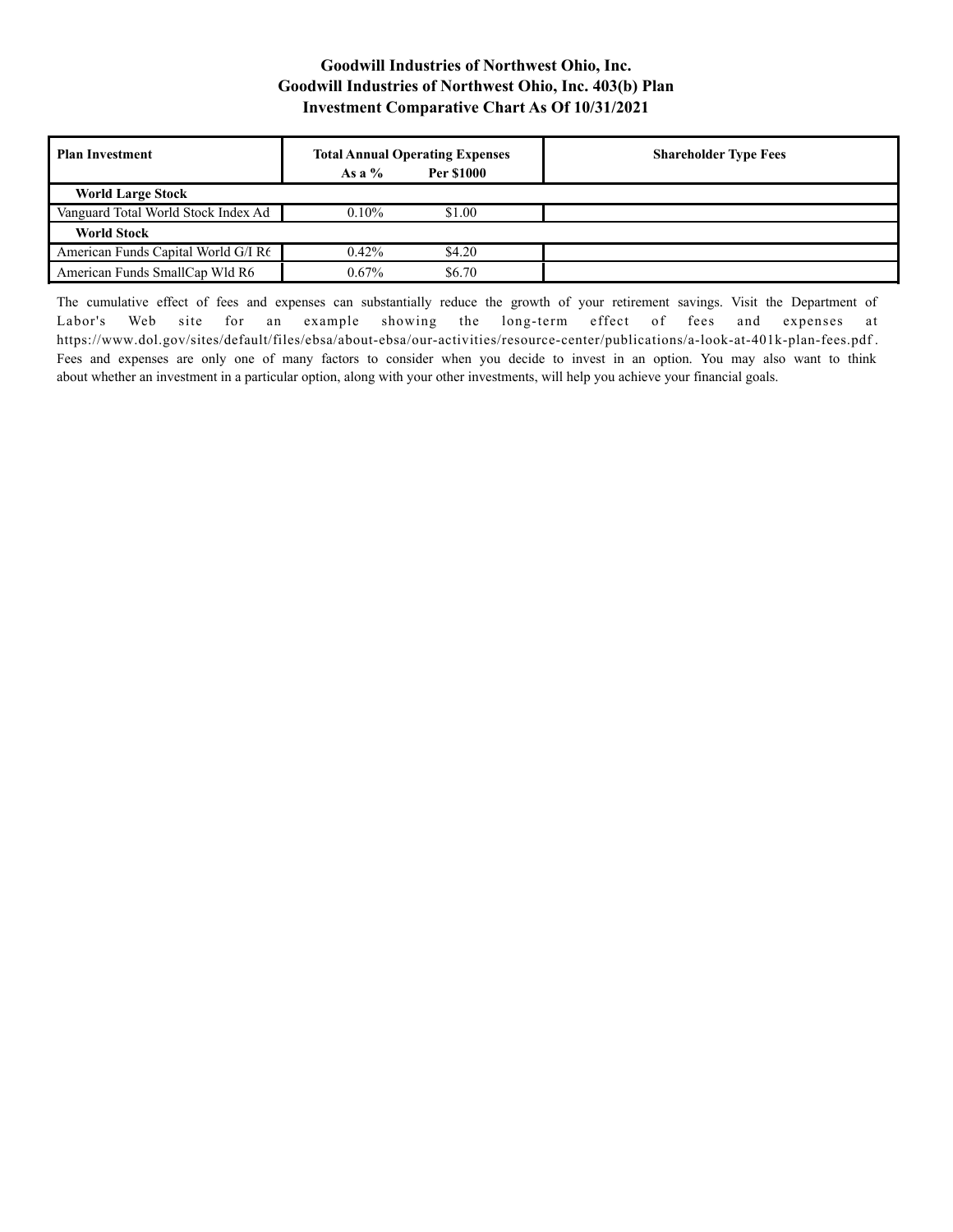**Goodwill Industries of Northwest Ohio, Inc.**
**Goodwill Industries of Northwest Ohio, Inc. 403(b) Plan**
**Investment Comparative Chart As Of 10/31/2021**

| Plan Investment | Total Annual Operating Expenses As a % | Total Annual Operating Expenses Per $1000 | Shareholder Type Fees |
|---|---|---|---|
| **World Large Stock** | | | |
| Vanguard Total World Stock Index Ad | 0.10% | $1.00 | |
| **World Stock** | | | |
| American Funds Capital World G/I R6 | 0.42% | $4.20 | |
| American Funds SmallCap Wld R6 | 0.67% | $6.70 | |

The cumulative effect of fees and expenses can substantially reduce the growth of your retirement savings. Visit the Department of Labor's Web site for an example showing the long-term effect of fees and expenses at https://www.dol.gov/sites/default/files/ebsa/about-ebsa/our-activities/resource-center/publications/a-look-at-401k-plan-fees.pdf. Fees and expenses are only one of many factors to consider when you decide to invest in an option. You may also want to think about whether an investment in a particular option, along with your other investments, will help you achieve your financial goals.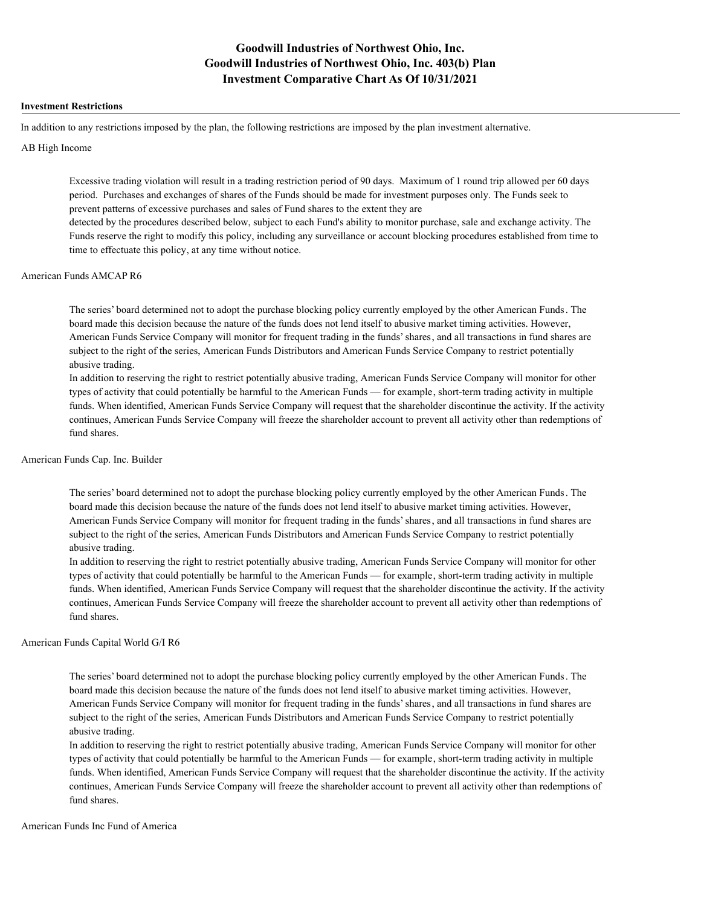# Goodwill Industries of Northwest Ohio, Inc.
# Goodwill Industries of Northwest Ohio, Inc. 403(b) Plan
# Investment Comparative Chart As Of 10/31/2021

**Investment Restrictions**

In addition to any restrictions imposed by the plan, the following restrictions are imposed by the plan investment alternative.

AB High Income

> Excessive trading violation will result in a trading restriction period of 90 days. Maximum of 1 round trip allowed per 60 days period. Purchases and exchanges of shares of the Funds should be made for investment purposes only. The Funds seek to prevent patterns of excessive purchases and sales of Fund shares to the extent they are
> detected by the procedures described below, subject to each Fund's ability to monitor purchase, sale and exchange activity. The Funds reserve the right to modify this policy, including any surveillance or account blocking procedures established from time to time to effectuate this policy, at any time without notice.

American Funds AMCAP R6

> The series' board determined not to adopt the purchase blocking policy currently employed by the other American Funds. The board made this decision because the nature of the funds does not lend itself to abusive market timing activities. However, American Funds Service Company will monitor for frequent trading in the funds' shares, and all transactions in fund shares are subject to the right of the series, American Funds Distributors and American Funds Service Company to restrict potentially abusive trading.
> In addition to reserving the right to restrict potentially abusive trading, American Funds Service Company will monitor for other types of activity that could potentially be harmful to the American Funds — for example, short-term trading activity in multiple funds. When identified, American Funds Service Company will request that the shareholder discontinue the activity. If the activity continues, American Funds Service Company will freeze the shareholder account to prevent all activity other than redemptions of fund shares.

American Funds Cap. Inc. Builder

> The series' board determined not to adopt the purchase blocking policy currently employed by the other American Funds. The board made this decision because the nature of the funds does not lend itself to abusive market timing activities. However, American Funds Service Company will monitor for frequent trading in the funds' shares, and all transactions in fund shares are subject to the right of the series, American Funds Distributors and American Funds Service Company to restrict potentially abusive trading.
> In addition to reserving the right to restrict potentially abusive trading, American Funds Service Company will monitor for other types of activity that could potentially be harmful to the American Funds — for example, short-term trading activity in multiple funds. When identified, American Funds Service Company will request that the shareholder discontinue the activity. If the activity continues, American Funds Service Company will freeze the shareholder account to prevent all activity other than redemptions of fund shares.

American Funds Capital World G/I R6

> The series' board determined not to adopt the purchase blocking policy currently employed by the other American Funds. The board made this decision because the nature of the funds does not lend itself to abusive market timing activities. However, American Funds Service Company will monitor for frequent trading in the funds' shares, and all transactions in fund shares are subject to the right of the series, American Funds Distributors and American Funds Service Company to restrict potentially abusive trading.
> In addition to reserving the right to restrict potentially abusive trading, American Funds Service Company will monitor for other types of activity that could potentially be harmful to the American Funds — for example, short-term trading activity in multiple funds. When identified, American Funds Service Company will request that the shareholder discontinue the activity. If the activity continues, American Funds Service Company will freeze the shareholder account to prevent all activity other than redemptions of fund shares.

American Funds Inc Fund of America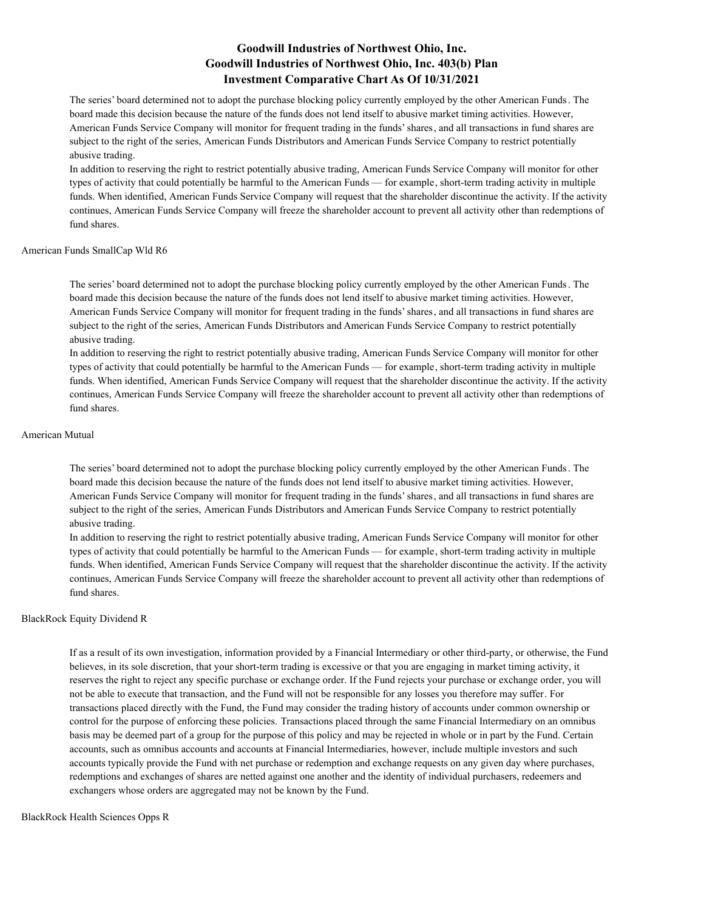The series' board determined not to adopt the purchase blocking policy currently employed by the other American Funds. The board made this decision because the nature of the funds does not lend itself to abusive market timing activities. However, American Funds Service Company will monitor for frequent trading in the funds' shares, and all transactions in fund shares are subject to the right of the series, American Funds Distributors and American Funds Service Company to restrict potentially abusive trading.

In addition to reserving the right to restrict potentially abusive trading, American Funds Service Company will monitor for other types of activity that could potentially be harmful to the American Funds — for example, short-term trading activity in multiple funds. When identified, American Funds Service Company will request that the shareholder discontinue the activity. If the activity continues, American Funds Service Company will freeze the shareholder account to prevent all activity other than redemptions of fund shares.

American Funds SmallCap Wld R6

The series' board determined not to adopt the purchase blocking policy currently employed by the other American Funds. The board made this decision because the nature of the funds does not lend itself to abusive market timing activities. However, American Funds Service Company will monitor for frequent trading in the funds' shares, and all transactions in fund shares are subject to the right of the series, American Funds Distributors and American Funds Service Company to restrict potentially abusive trading.

In addition to reserving the right to restrict potentially abusive trading, American Funds Service Company will monitor for other types of activity that could potentially be harmful to the American Funds — for example, short-term trading activity in multiple funds. When identified, American Funds Service Company will request that the shareholder discontinue the activity. If the activity continues, American Funds Service Company will freeze the shareholder account to prevent all activity other than redemptions of fund shares.

American Mutual

The series' board determined not to adopt the purchase blocking policy currently employed by the other American Funds. The board made this decision because the nature of the funds does not lend itself to abusive market timing activities. However, American Funds Service Company will monitor for frequent trading in the funds' shares, and all transactions in fund shares are subject to the right of the series, American Funds Distributors and American Funds Service Company to restrict potentially abusive trading.

In addition to reserving the right to restrict potentially abusive trading, American Funds Service Company will monitor for other types of activity that could potentially be harmful to the American Funds — for example, short-term trading activity in multiple funds. When identified, American Funds Service Company will request that the shareholder discontinue the activity. If the activity continues, American Funds Service Company will freeze the shareholder account to prevent all activity other than redemptions of fund shares.

BlackRock Equity Dividend R

If as a result of its own investigation, information provided by a Financial Intermediary or other third-party, or otherwise, the Fund believes, in its sole discretion, that your short-term trading is excessive or that you are engaging in market timing activity, it reserves the right to reject any specific purchase or exchange order. If the Fund rejects your purchase or exchange order, you will not be able to execute that transaction, and the Fund will not be responsible for any losses you therefore may suffer. For transactions placed directly with the Fund, the Fund may consider the trading history of accounts under common ownership or control for the purpose of enforcing these policies. Transactions placed through the same Financial Intermediary on an omnibus basis may be deemed part of a group for the purpose of this policy and may be rejected in whole or in part by the Fund. Certain accounts, such as omnibus accounts and accounts at Financial Intermediaries, however, include multiple investors and such accounts typically provide the Fund with net purchase or redemption and exchange requests on any given day where purchases, redemptions and exchanges of shares are netted against one another and the identity of individual purchasers, redeemers and exchangers whose orders are aggregated may not be known by the Fund.

BlackRock Health Sciences Opps R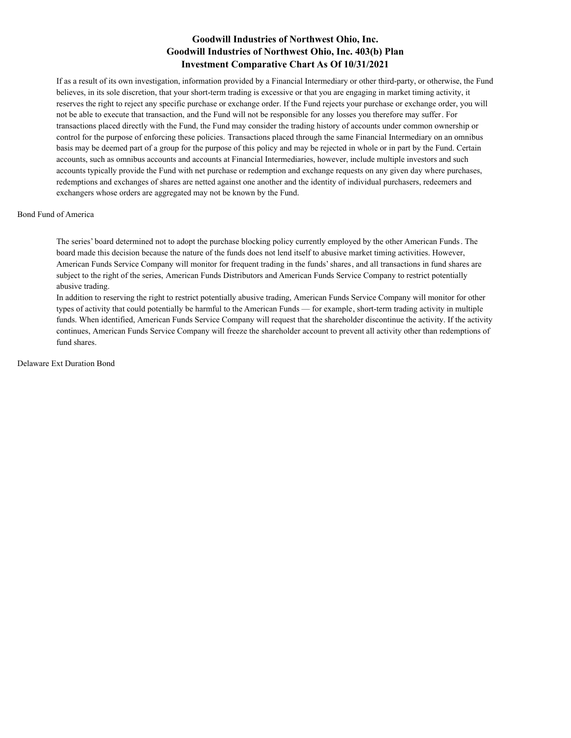If as a result of its own investigation, information provided by a Financial Intermediary or other third-party, or otherwise, the Fund believes, in its sole discretion, that your short-term trading is excessive or that you are engaging in market timing activity, it reserves the right to reject any specific purchase or exchange order. If the Fund rejects your purchase or exchange order, you will not be able to execute that transaction, and the Fund will not be responsible for any losses you therefore may suffer. For transactions placed directly with the Fund, the Fund may consider the trading history of accounts under common ownership or control for the purpose of enforcing these policies. Transactions placed through the same Financial Intermediary on an omnibus basis may be deemed part of a group for the purpose of this policy and may be rejected in whole or in part by the Fund. Certain accounts, such as omnibus accounts and accounts at Financial Intermediaries, however, include multiple investors and such accounts typically provide the Fund with net purchase or redemption and exchange requests on any given day where purchases, redemptions and exchanges of shares are netted against one another and the identity of individual purchasers, redeemers and exchangers whose orders are aggregated may not be known by the Fund.

Bond Fund of America

The series' board determined not to adopt the purchase blocking policy currently employed by the other American Funds. The board made this decision because the nature of the funds does not lend itself to abusive market timing activities. However, American Funds Service Company will monitor for frequent trading in the funds' shares, and all transactions in fund shares are subject to the right of the series, American Funds Distributors and American Funds Service Company to restrict potentially abusive trading.

In addition to reserving the right to restrict potentially abusive trading, American Funds Service Company will monitor for other types of activity that could potentially be harmful to the American Funds — for example, short-term trading activity in multiple funds. When identified, American Funds Service Company will request that the shareholder discontinue the activity. If the activity continues, American Funds Service Company will freeze the shareholder account to prevent all activity other than redemptions of fund shares.

Delaware Ext Duration Bond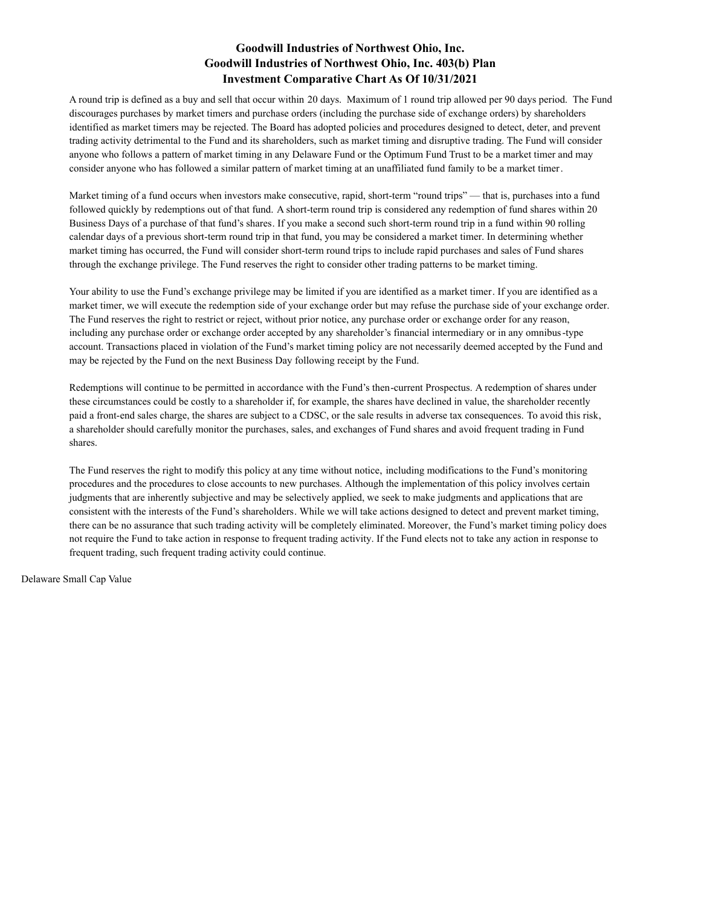# Goodwill Industries of Northwest Ohio, Inc.
## Goodwill Industries of Northwest Ohio, Inc. 403(b) Plan
## Investment Comparative Chart As Of 10/31/2021

A round trip is defined as a buy and sell that occur within 20 days. Maximum of 1 round trip allowed per 90 days period. The Fund discourages purchases by market timers and purchase orders (including the purchase side of exchange orders) by shareholders identified as market timers may be rejected. The Board has adopted policies and procedures designed to detect, deter, and prevent trading activity detrimental to the Fund and its shareholders, such as market timing and disruptive trading. The Fund will consider anyone who follows a pattern of market timing in any Delaware Fund or the Optimum Fund Trust to be a market timer and may consider anyone who has followed a similar pattern of market timing at an unaffiliated fund family to be a market timer.

Market timing of a fund occurs when investors make consecutive, rapid, short-term "round trips" — that is, purchases into a fund followed quickly by redemptions out of that fund. A short-term round trip is considered any redemption of fund shares within 20 Business Days of a purchase of that fund's shares. If you make a second such short-term round trip in a fund within 90 rolling calendar days of a previous short-term round trip in that fund, you may be considered a market timer. In determining whether market timing has occurred, the Fund will consider short-term round trips to include rapid purchases and sales of Fund shares through the exchange privilege. The Fund reserves the right to consider other trading patterns to be market timing.

Your ability to use the Fund's exchange privilege may be limited if you are identified as a market timer. If you are identified as a market timer, we will execute the redemption side of your exchange order but may refuse the purchase side of your exchange order. The Fund reserves the right to restrict or reject, without prior notice, any purchase order or exchange order for any reason, including any purchase order or exchange order accepted by any shareholder's financial intermediary or in any omnibus-type account. Transactions placed in violation of the Fund's market timing policy are not necessarily deemed accepted by the Fund and may be rejected by the Fund on the next Business Day following receipt by the Fund.

Redemptions will continue to be permitted in accordance with the Fund's then-current Prospectus. A redemption of shares under these circumstances could be costly to a shareholder if, for example, the shares have declined in value, the shareholder recently paid a front-end sales charge, the shares are subject to a CDSC, or the sale results in adverse tax consequences. To avoid this risk, a shareholder should carefully monitor the purchases, sales, and exchanges of Fund shares and avoid frequent trading in Fund shares.

The Fund reserves the right to modify this policy at any time without notice, including modifications to the Fund's monitoring procedures and the procedures to close accounts to new purchases. Although the implementation of this policy involves certain judgments that are inherently subjective and may be selectively applied, we seek to make judgments and applications that are consistent with the interests of the Fund's shareholders. While we will take actions designed to detect and prevent market timing, there can be no assurance that such trading activity will be completely eliminated. Moreover, the Fund's market timing policy does not require the Fund to take action in response to frequent trading activity. If the Fund elects not to take any action in response to frequent trading, such frequent trading activity could continue.

Delaware Small Cap Value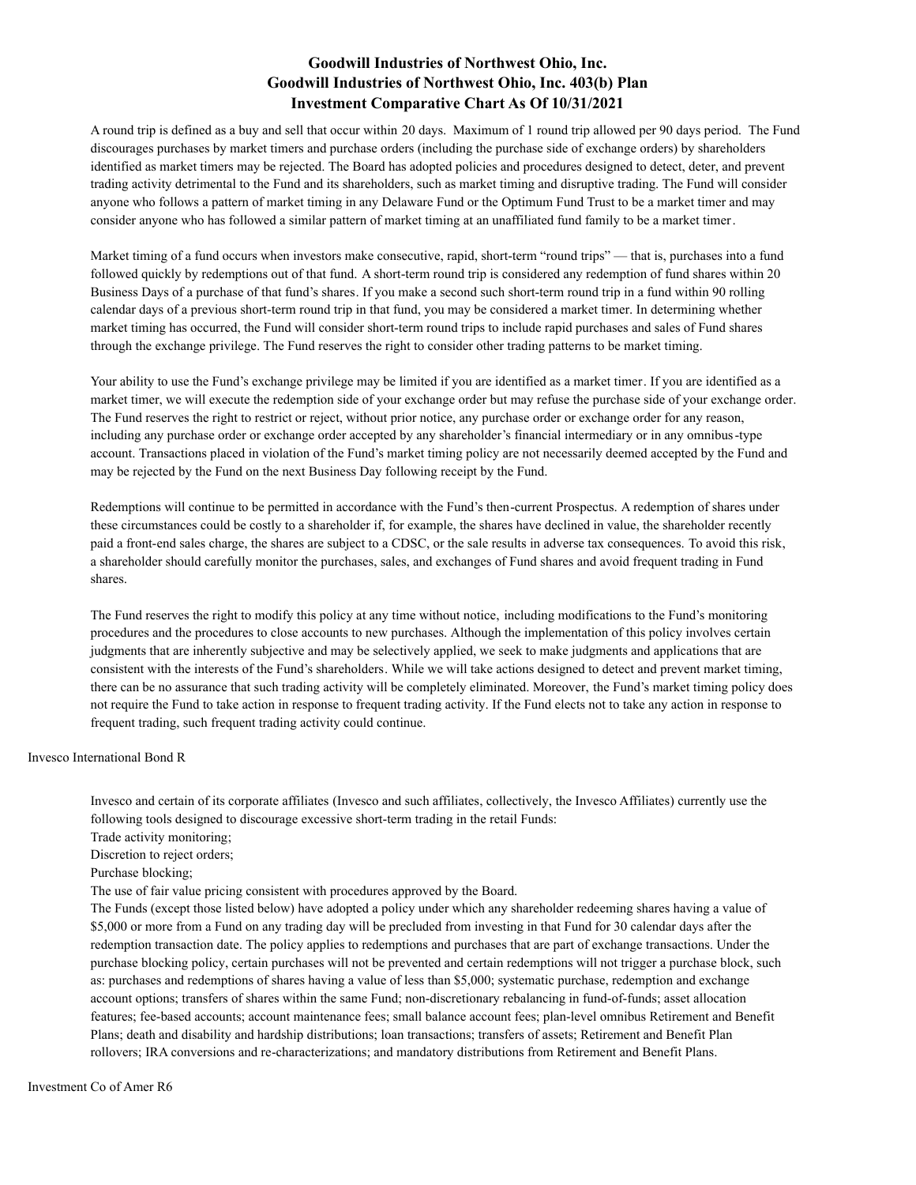# Goodwill Industries of Northwest Ohio, Inc.
# Goodwill Industries of Northwest Ohio, Inc. 403(b) Plan
# Investment Comparative Chart As Of 10/31/2021

A round trip is defined as a buy and sell that occur within 20 days. Maximum of 1 round trip allowed per 90 days period. The Fund discourages purchases by market timers and purchase orders (including the purchase side of exchange orders) by shareholders identified as market timers may be rejected. The Board has adopted policies and procedures designed to detect, deter, and prevent trading activity detrimental to the Fund and its shareholders, such as market timing and disruptive trading. The Fund will consider anyone who follows a pattern of market timing in any Delaware Fund or the Optimum Fund Trust to be a market timer and may consider anyone who has followed a similar pattern of market timing at an unaffiliated fund family to be a market timer.

Market timing of a fund occurs when investors make consecutive, rapid, short-term "round trips" — that is, purchases into a fund followed quickly by redemptions out of that fund. A short-term round trip is considered any redemption of fund shares within 20 Business Days of a purchase of that fund's shares. If you make a second such short-term round trip in a fund within 90 rolling calendar days of a previous short-term round trip in that fund, you may be considered a market timer. In determining whether market timing has occurred, the Fund will consider short-term round trips to include rapid purchases and sales of Fund shares through the exchange privilege. The Fund reserves the right to consider other trading patterns to be market timing.

Your ability to use the Fund's exchange privilege may be limited if you are identified as a market timer. If you are identified as a market timer, we will execute the redemption side of your exchange order but may refuse the purchase side of your exchange order. The Fund reserves the right to restrict or reject, without prior notice, any purchase order or exchange order for any reason, including any purchase order or exchange order accepted by any shareholder's financial intermediary or in any omnibus-type account. Transactions placed in violation of the Fund's market timing policy are not necessarily deemed accepted by the Fund and may be rejected by the Fund on the next Business Day following receipt by the Fund.

Redemptions will continue to be permitted in accordance with the Fund's then-current Prospectus. A redemption of shares under these circumstances could be costly to a shareholder if, for example, the shares have declined in value, the shareholder recently paid a front-end sales charge, the shares are subject to a CDSC, or the sale results in adverse tax consequences. To avoid this risk, a shareholder should carefully monitor the purchases, sales, and exchanges of Fund shares and avoid frequent trading in Fund shares.

The Fund reserves the right to modify this policy at any time without notice, including modifications to the Fund's monitoring procedures and the procedures to close accounts to new purchases. Although the implementation of this policy involves certain judgments that are inherently subjective and may be selectively applied, we seek to make judgments and applications that are consistent with the interests of the Fund's shareholders. While we will take actions designed to detect and prevent market timing, there can be no assurance that such trading activity will be completely eliminated. Moreover, the Fund's market timing policy does not require the Fund to take action in response to frequent trading activity. If the Fund elects not to take any action in response to frequent trading, such frequent trading activity could continue.

Invesco International Bond R

Invesco and certain of its corporate affiliates (Invesco and such affiliates, collectively, the Invesco Affiliates) currently use the following tools designed to discourage excessive short-term trading in the retail Funds:
Trade activity monitoring;
Discretion to reject orders;
Purchase blocking;
The use of fair value pricing consistent with procedures approved by the Board.
The Funds (except those listed below) have adopted a policy under which any shareholder redeeming shares having a value of $5,000 or more from a Fund on any trading day will be precluded from investing in that Fund for 30 calendar days after the redemption transaction date. The policy applies to redemptions and purchases that are part of exchange transactions. Under the purchase blocking policy, certain purchases will not be prevented and certain redemptions will not trigger a purchase block, such as: purchases and redemptions of shares having a value of less than $5,000; systematic purchase, redemption and exchange account options; transfers of shares within the same Fund; non-discretionary rebalancing in fund-of-funds; asset allocation features; fee-based accounts; account maintenance fees; small balance account fees; plan-level omnibus Retirement and Benefit Plans; death and disability and hardship distributions; loan transactions; transfers of assets; Retirement and Benefit Plan rollovers; IRA conversions and re-characterizations; and mandatory distributions from Retirement and Benefit Plans.

Investment Co of Amer R6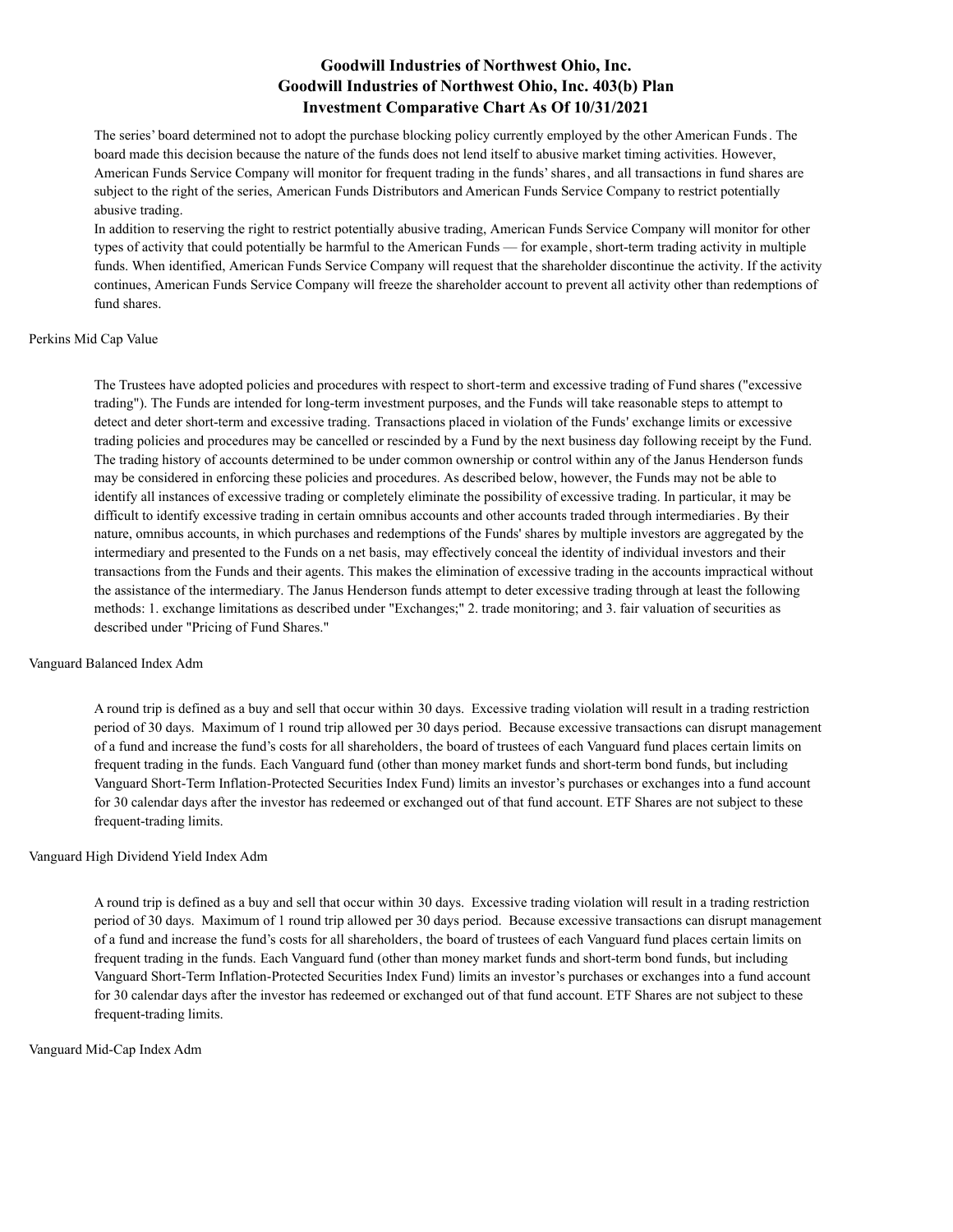# Goodwill Industries of Northwest Ohio, Inc.
# Goodwill Industries of Northwest Ohio, Inc. 403(b) Plan
# Investment Comparative Chart As Of 10/31/2021

The series' board determined not to adopt the purchase blocking policy currently employed by the other American Funds. The board made this decision because the nature of the funds does not lend itself to abusive market timing activities. However, American Funds Service Company will monitor for frequent trading in the funds' shares, and all transactions in fund shares are subject to the right of the series, American Funds Distributors and American Funds Service Company to restrict potentially abusive trading.
In addition to reserving the right to restrict potentially abusive trading, American Funds Service Company will monitor for other types of activity that could potentially be harmful to the American Funds — for example, short-term trading activity in multiple funds. When identified, American Funds Service Company will request that the shareholder discontinue the activity. If the activity continues, American Funds Service Company will freeze the shareholder account to prevent all activity other than redemptions of fund shares.

Perkins Mid Cap Value

The Trustees have adopted policies and procedures with respect to short-term and excessive trading of Fund shares ("excessive trading"). The Funds are intended for long-term investment purposes, and the Funds will take reasonable steps to attempt to detect and deter short-term and excessive trading. Transactions placed in violation of the Funds' exchange limits or excessive trading policies and procedures may be cancelled or rescinded by a Fund by the next business day following receipt by the Fund. The trading history of accounts determined to be under common ownership or control within any of the Janus Henderson funds may be considered in enforcing these policies and procedures. As described below, however, the Funds may not be able to identify all instances of excessive trading or completely eliminate the possibility of excessive trading. In particular, it may be difficult to identify excessive trading in certain omnibus accounts and other accounts traded through intermediaries. By their nature, omnibus accounts, in which purchases and redemptions of the Funds' shares by multiple investors are aggregated by the intermediary and presented to the Funds on a net basis, may effectively conceal the identity of individual investors and their transactions from the Funds and their agents. This makes the elimination of excessive trading in the accounts impractical without the assistance of the intermediary. The Janus Henderson funds attempt to deter excessive trading through at least the following methods: 1. exchange limitations as described under "Exchanges;" 2. trade monitoring; and 3. fair valuation of securities as described under "Pricing of Fund Shares."

Vanguard Balanced Index Adm

A round trip is defined as a buy and sell that occur within 30 days. Excessive trading violation will result in a trading restriction period of 30 days. Maximum of 1 round trip allowed per 30 days period. Because excessive transactions can disrupt management of a fund and increase the fund's costs for all shareholders, the board of trustees of each Vanguard fund places certain limits on frequent trading in the funds. Each Vanguard fund (other than money market funds and short-term bond funds, but including Vanguard Short-Term Inflation-Protected Securities Index Fund) limits an investor's purchases or exchanges into a fund account for 30 calendar days after the investor has redeemed or exchanged out of that fund account. ETF Shares are not subject to these frequent-trading limits.

Vanguard High Dividend Yield Index Adm

A round trip is defined as a buy and sell that occur within 30 days. Excessive trading violation will result in a trading restriction period of 30 days. Maximum of 1 round trip allowed per 30 days period. Because excessive transactions can disrupt management of a fund and increase the fund's costs for all shareholders, the board of trustees of each Vanguard fund places certain limits on frequent trading in the funds. Each Vanguard fund (other than money market funds and short-term bond funds, but including Vanguard Short-Term Inflation-Protected Securities Index Fund) limits an investor's purchases or exchanges into a fund account for 30 calendar days after the investor has redeemed or exchanged out of that fund account. ETF Shares are not subject to these frequent-trading limits.

Vanguard Mid-Cap Index Adm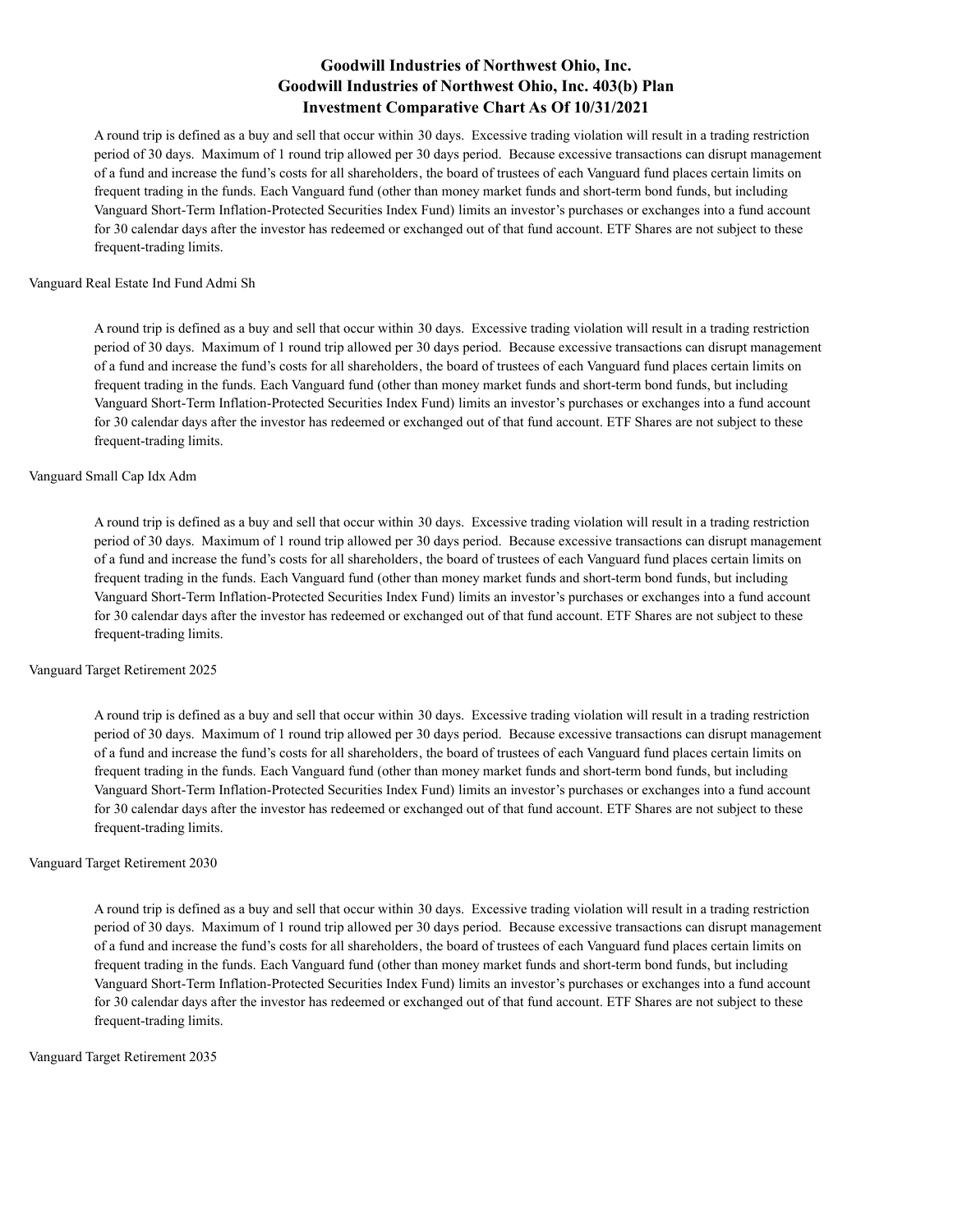# Goodwill Industries of Northwest Ohio, Inc.
## Goodwill Industries of Northwest Ohio, Inc. 403(b) Plan
## Investment Comparative Chart As Of 10/31/2021

A round trip is defined as a buy and sell that occur within 30 days. Excessive trading violation will result in a trading restriction period of 30 days. Maximum of 1 round trip allowed per 30 days period. Because excessive transactions can disrupt management of a fund and increase the fund's costs for all shareholders, the board of trustees of each Vanguard fund places certain limits on frequent trading in the funds. Each Vanguard fund (other than money market funds and short-term bond funds, but including Vanguard Short-Term Inflation-Protected Securities Index Fund) limits an investor's purchases or exchanges into a fund account for 30 calendar days after the investor has redeemed or exchanged out of that fund account. ETF Shares are not subject to these frequent-trading limits.

Vanguard Real Estate Ind Fund Admi Sh

A round trip is defined as a buy and sell that occur within 30 days. Excessive trading violation will result in a trading restriction period of 30 days. Maximum of 1 round trip allowed per 30 days period. Because excessive transactions can disrupt management of a fund and increase the fund's costs for all shareholders, the board of trustees of each Vanguard fund places certain limits on frequent trading in the funds. Each Vanguard fund (other than money market funds and short-term bond funds, but including Vanguard Short-Term Inflation-Protected Securities Index Fund) limits an investor's purchases or exchanges into a fund account for 30 calendar days after the investor has redeemed or exchanged out of that fund account. ETF Shares are not subject to these frequent-trading limits.

Vanguard Small Cap Idx Adm

A round trip is defined as a buy and sell that occur within 30 days. Excessive trading violation will result in a trading restriction period of 30 days. Maximum of 1 round trip allowed per 30 days period. Because excessive transactions can disrupt management of a fund and increase the fund's costs for all shareholders, the board of trustees of each Vanguard fund places certain limits on frequent trading in the funds. Each Vanguard fund (other than money market funds and short-term bond funds, but including Vanguard Short-Term Inflation-Protected Securities Index Fund) limits an investor's purchases or exchanges into a fund account for 30 calendar days after the investor has redeemed or exchanged out of that fund account. ETF Shares are not subject to these frequent-trading limits.

Vanguard Target Retirement 2025

A round trip is defined as a buy and sell that occur within 30 days. Excessive trading violation will result in a trading restriction period of 30 days. Maximum of 1 round trip allowed per 30 days period. Because excessive transactions can disrupt management of a fund and increase the fund's costs for all shareholders, the board of trustees of each Vanguard fund places certain limits on frequent trading in the funds. Each Vanguard fund (other than money market funds and short-term bond funds, but including Vanguard Short-Term Inflation-Protected Securities Index Fund) limits an investor's purchases or exchanges into a fund account for 30 calendar days after the investor has redeemed or exchanged out of that fund account. ETF Shares are not subject to these frequent-trading limits.

Vanguard Target Retirement 2030

A round trip is defined as a buy and sell that occur within 30 days. Excessive trading violation will result in a trading restriction period of 30 days. Maximum of 1 round trip allowed per 30 days period. Because excessive transactions can disrupt management of a fund and increase the fund's costs for all shareholders, the board of trustees of each Vanguard fund places certain limits on frequent trading in the funds. Each Vanguard fund (other than money market funds and short-term bond funds, but including Vanguard Short-Term Inflation-Protected Securities Index Fund) limits an investor's purchases or exchanges into a fund account for 30 calendar days after the investor has redeemed or exchanged out of that fund account. ETF Shares are not subject to these frequent-trading limits.

Vanguard Target Retirement 2035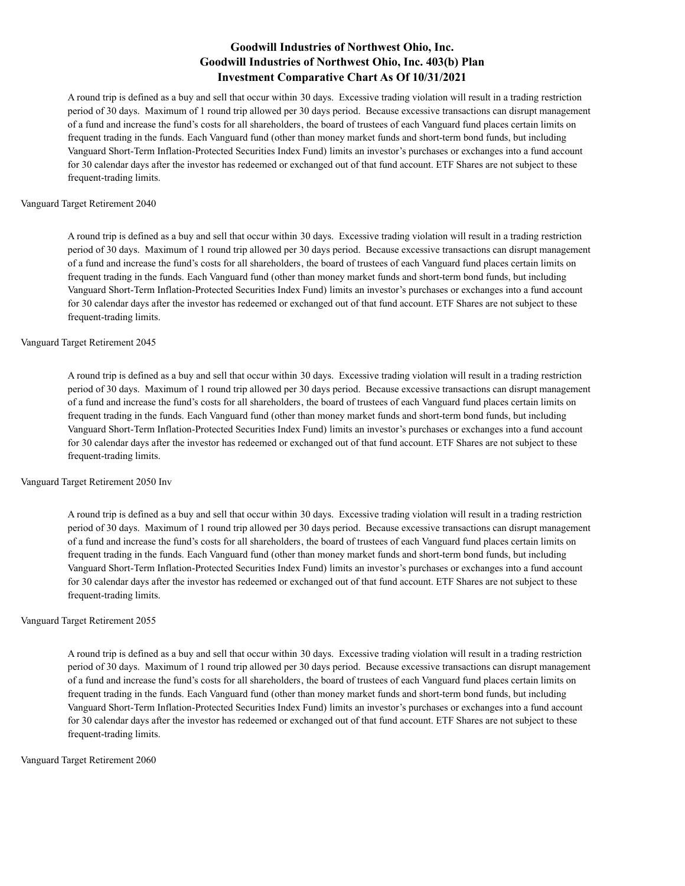# Goodwill Industries of Northwest Ohio, Inc.
## Goodwill Industries of Northwest Ohio, Inc. 403(b) Plan
## Investment Comparative Chart As Of 10/31/2021

A round trip is defined as a buy and sell that occur within 30 days. Excessive trading violation will result in a trading restriction period of 30 days. Maximum of 1 round trip allowed per 30 days period. Because excessive transactions can disrupt management of a fund and increase the fund's costs for all shareholders, the board of trustees of each Vanguard fund places certain limits on frequent trading in the funds. Each Vanguard fund (other than money market funds and short-term bond funds, but including Vanguard Short-Term Inflation-Protected Securities Index Fund) limits an investor's purchases or exchanges into a fund account for 30 calendar days after the investor has redeemed or exchanged out of that fund account. ETF Shares are not subject to these frequent-trading limits.

Vanguard Target Retirement 2040

A round trip is defined as a buy and sell that occur within 30 days. Excessive trading violation will result in a trading restriction period of 30 days. Maximum of 1 round trip allowed per 30 days period. Because excessive transactions can disrupt management of a fund and increase the fund's costs for all shareholders, the board of trustees of each Vanguard fund places certain limits on frequent trading in the funds. Each Vanguard fund (other than money market funds and short-term bond funds, but including Vanguard Short-Term Inflation-Protected Securities Index Fund) limits an investor's purchases or exchanges into a fund account for 30 calendar days after the investor has redeemed or exchanged out of that fund account. ETF Shares are not subject to these frequent-trading limits.

Vanguard Target Retirement 2045

A round trip is defined as a buy and sell that occur within 30 days. Excessive trading violation will result in a trading restriction period of 30 days. Maximum of 1 round trip allowed per 30 days period. Because excessive transactions can disrupt management of a fund and increase the fund's costs for all shareholders, the board of trustees of each Vanguard fund places certain limits on frequent trading in the funds. Each Vanguard fund (other than money market funds and short-term bond funds, but including Vanguard Short-Term Inflation-Protected Securities Index Fund) limits an investor's purchases or exchanges into a fund account for 30 calendar days after the investor has redeemed or exchanged out of that fund account. ETF Shares are not subject to these frequent-trading limits.

Vanguard Target Retirement 2050 Inv

A round trip is defined as a buy and sell that occur within 30 days. Excessive trading violation will result in a trading restriction period of 30 days. Maximum of 1 round trip allowed per 30 days period. Because excessive transactions can disrupt management of a fund and increase the fund's costs for all shareholders, the board of trustees of each Vanguard fund places certain limits on frequent trading in the funds. Each Vanguard fund (other than money market funds and short-term bond funds, but including Vanguard Short-Term Inflation-Protected Securities Index Fund) limits an investor's purchases or exchanges into a fund account for 30 calendar days after the investor has redeemed or exchanged out of that fund account. ETF Shares are not subject to these frequent-trading limits.

Vanguard Target Retirement 2055

A round trip is defined as a buy and sell that occur within 30 days. Excessive trading violation will result in a trading restriction period of 30 days. Maximum of 1 round trip allowed per 30 days period. Because excessive transactions can disrupt management of a fund and increase the fund's costs for all shareholders, the board of trustees of each Vanguard fund places certain limits on frequent trading in the funds. Each Vanguard fund (other than money market funds and short-term bond funds, but including Vanguard Short-Term Inflation-Protected Securities Index Fund) limits an investor's purchases or exchanges into a fund account for 30 calendar days after the investor has redeemed or exchanged out of that fund account. ETF Shares are not subject to these frequent-trading limits.

Vanguard Target Retirement 2060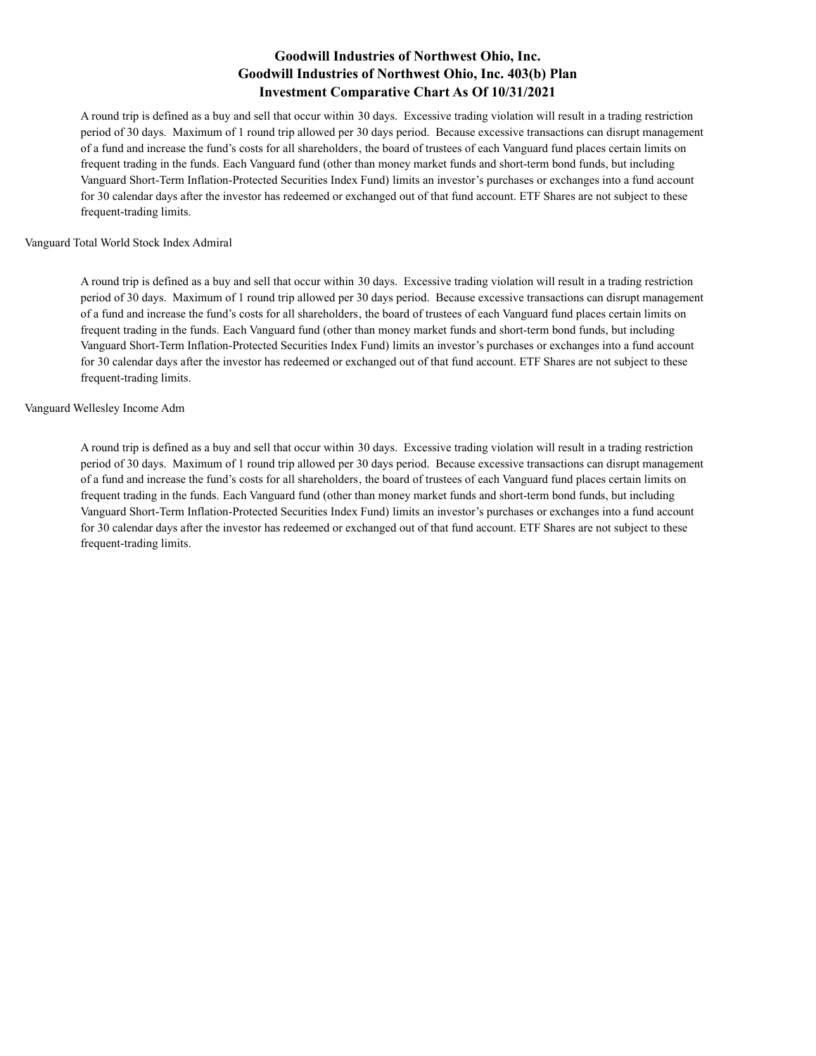**Goodwill Industries of Northwest Ohio, Inc.**
**Goodwill Industries of Northwest Ohio, Inc. 403(b) Plan**
**Investment Comparative Chart As Of 10/31/2021**

A round trip is defined as a buy and sell that occur within 30 days. Excessive trading violation will result in a trading restriction period of 30 days. Maximum of 1 round trip allowed per 30 days period. Because excessive transactions can disrupt management of a fund and increase the fund's costs for all shareholders, the board of trustees of each Vanguard fund places certain limits on frequent trading in the funds. Each Vanguard fund (other than money market funds and short-term bond funds, but including Vanguard Short-Term Inflation-Protected Securities Index Fund) limits an investor's purchases or exchanges into a fund account for 30 calendar days after the investor has redeemed or exchanged out of that fund account. ETF Shares are not subject to these frequent-trading limits.

Vanguard Total World Stock Index Admiral

A round trip is defined as a buy and sell that occur within 30 days. Excessive trading violation will result in a trading restriction period of 30 days. Maximum of 1 round trip allowed per 30 days period. Because excessive transactions can disrupt management of a fund and increase the fund's costs for all shareholders, the board of trustees of each Vanguard fund places certain limits on frequent trading in the funds. Each Vanguard fund (other than money market funds and short-term bond funds, but including Vanguard Short-Term Inflation-Protected Securities Index Fund) limits an investor's purchases or exchanges into a fund account for 30 calendar days after the investor has redeemed or exchanged out of that fund account. ETF Shares are not subject to these frequent-trading limits.

Vanguard Wellesley Income Adm

A round trip is defined as a buy and sell that occur within 30 days. Excessive trading violation will result in a trading restriction period of 30 days. Maximum of 1 round trip allowed per 30 days period. Because excessive transactions can disrupt management of a fund and increase the fund's costs for all shareholders, the board of trustees of each Vanguard fund places certain limits on frequent trading in the funds. Each Vanguard fund (other than money market funds and short-term bond funds, but including Vanguard Short-Term Inflation-Protected Securities Index Fund) limits an investor's purchases or exchanges into a fund account for 30 calendar days after the investor has redeemed or exchanged out of that fund account. ETF Shares are not subject to these frequent-trading limits.